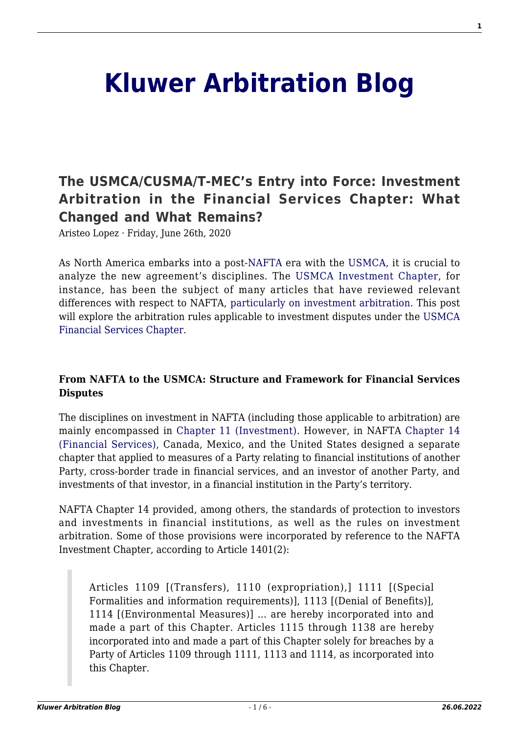# Kluwer Arbitration Blog

## The USMCA/CUSMA/T-MEC's Entry into Force: Investment Arbitration in the Financial Services Chapter: What Changed and What Remains?

Aristeo Lopez · Friday, June 26th, 2020

As North America embarks into a post-NAFTA era with the USMCA, it is crucial to analyze the new agreement's disciplines. The USMCA Investment Chapter, for instance, has been the subject of many articles that have reviewed relevant differences with respect to NAFTA, particularly on investment arbitration. This post will explore the arbitration rules applicable to investment disputes under the USMCA Financial Services Chapter.

**From NAFTA to the USMCA: Structure and Framework for Financial Services Disputes**

The disciplines on investment in NAFTA (including those applicable to arbitration) are mainly encompassed in Chapter 11 (Investment). However, in NAFTA Chapter 14 (Financial Services), Canada, Mexico, and the United States designed a separate chapter that applied to measures of a Party relating to financial institutions of another Party, cross-border trade in financial services, and an investor of another Party, and investments of that investor, in a financial institution in the Party's territory.

NAFTA Chapter 14 provided, among others, the standards of protection to investors and investments in financial institutions, as well as the rules on investment arbitration. Some of those provisions were incorporated by reference to the NAFTA Investment Chapter, according to Article 1401(2):

> Articles 1109 [(Transfers), 1110 (expropriation),] 1111 [(Special Formalities and information requirements)], 1113 [(Denial of Benefits)], 1114 [(Environmental Measures)] ... are hereby incorporated into and made a part of this Chapter. Articles 1115 through 1138 are hereby incorporated into and made a part of this Chapter solely for breaches by a Party of Articles 1109 through 1111, 1113 and 1114, as incorporated into this Chapter.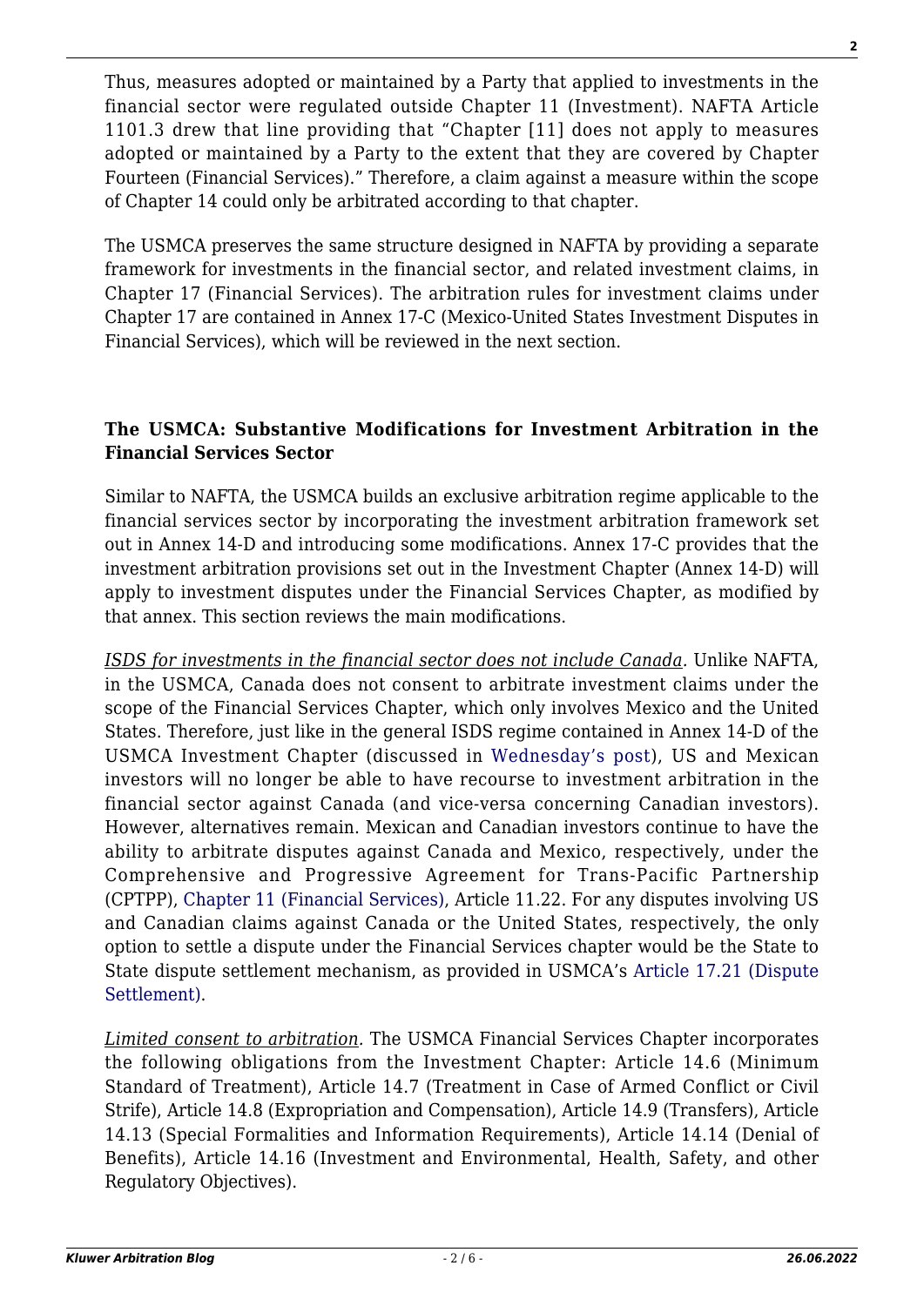Thus, measures adopted or maintained by a Party that applied to investments in the financial sector were regulated outside Chapter 11 (Investment). NAFTA Article 1101.3 drew that line providing that "Chapter [11] does not apply to measures adopted or maintained by a Party to the extent that they are covered by Chapter Fourteen (Financial Services)." Therefore, a claim against a measure within the scope of Chapter 14 could only be arbitrated according to that chapter.

The USMCA preserves the same structure designed in NAFTA by providing a separate framework for investments in the financial sector, and related investment claims, in Chapter 17 (Financial Services). The arbitration rules for investment claims under Chapter 17 are contained in Annex 17-C (Mexico-United States Investment Disputes in Financial Services), which will be reviewed in the next section.

### The USMCA: Substantive Modifications for Investment Arbitration in the Financial Services Sector

Similar to NAFTA, the USMCA builds an exclusive arbitration regime applicable to the financial services sector by incorporating the investment arbitration framework set out in Annex 14-D and introducing some modifications. Annex 17-C provides that the investment arbitration provisions set out in the Investment Chapter (Annex 14-D) will apply to investment disputes under the Financial Services Chapter, as modified by that annex. This section reviews the main modifications.

*ISDS for investments in the financial sector does not include Canada.* Unlike NAFTA, in the USMCA, Canada does not consent to arbitrate investment claims under the scope of the Financial Services Chapter, which only involves Mexico and the United States. Therefore, just like in the general ISDS regime contained in Annex 14-D of the USMCA Investment Chapter (discussed in Wednesday's post), US and Mexican investors will no longer be able to have recourse to investment arbitration in the financial sector against Canada (and vice-versa concerning Canadian investors). However, alternatives remain. Mexican and Canadian investors continue to have the ability to arbitrate disputes against Canada and Mexico, respectively, under the Comprehensive and Progressive Agreement for Trans-Pacific Partnership (CPTPP), Chapter 11 (Financial Services), Article 11.22. For any disputes involving US and Canadian claims against Canada or the United States, respectively, the only option to settle a dispute under the Financial Services chapter would be the State to State dispute settlement mechanism, as provided in USMCA's Article 17.21 (Dispute Settlement).

*Limited consent to arbitration.* The USMCA Financial Services Chapter incorporates the following obligations from the Investment Chapter: Article 14.6 (Minimum Standard of Treatment), Article 14.7 (Treatment in Case of Armed Conflict or Civil Strife), Article 14.8 (Expropriation and Compensation), Article 14.9 (Transfers), Article 14.13 (Special Formalities and Information Requirements), Article 14.14 (Denial of Benefits), Article 14.16 (Investment and Environmental, Health, Safety, and other Regulatory Objectives).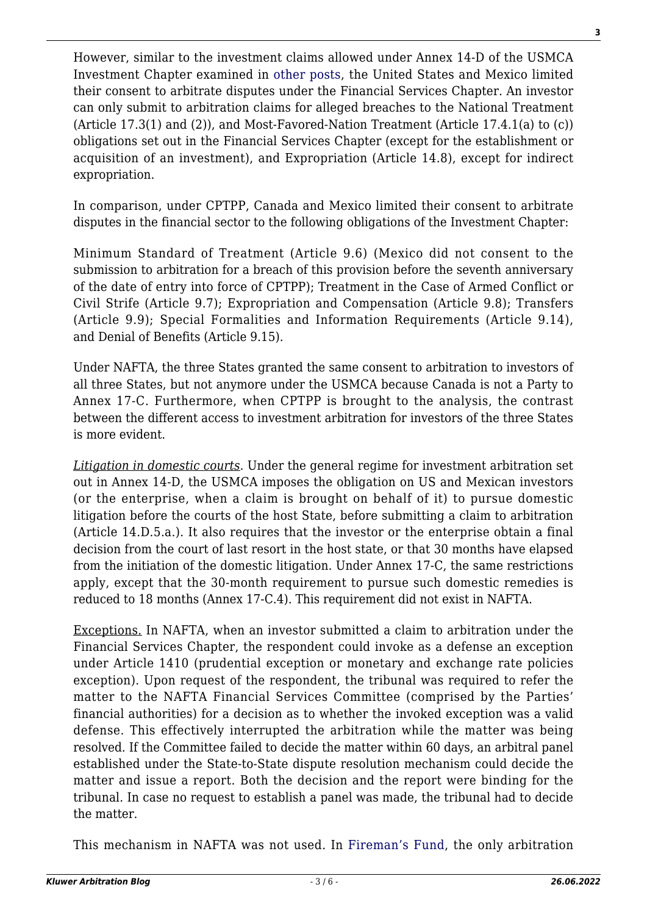However, similar to the investment claims allowed under Annex 14-D of the USMCA Investment Chapter examined in other posts, the United States and Mexico limited their consent to arbitrate disputes under the Financial Services Chapter. An investor can only submit to arbitration claims for alleged breaches to the National Treatment (Article 17.3(1) and (2)), and Most-Favored-Nation Treatment (Article 17.4.1(a) to (c)) obligations set out in the Financial Services Chapter (except for the establishment or acquisition of an investment), and Expropriation (Article 14.8), except for indirect expropriation.

In comparison, under CPTPP, Canada and Mexico limited their consent to arbitrate disputes in the financial sector to the following obligations of the Investment Chapter:

Minimum Standard of Treatment (Article 9.6) (Mexico did not consent to the submission to arbitration for a breach of this provision before the seventh anniversary of the date of entry into force of CPTPP); Treatment in the Case of Armed Conflict or Civil Strife (Article 9.7); Expropriation and Compensation (Article 9.8); Transfers (Article 9.9); Special Formalities and Information Requirements (Article 9.14), and Denial of Benefits (Article 9.15).

Under NAFTA, the three States granted the same consent to arbitration to investors of all three States, but not anymore under the USMCA because Canada is not a Party to Annex 17-C. Furthermore, when CPTPP is brought to the analysis, the contrast between the different access to investment arbitration for investors of the three States is more evident.

*Litigation in domestic courts*. Under the general regime for investment arbitration set out in Annex 14-D, the USMCA imposes the obligation on US and Mexican investors (or the enterprise, when a claim is brought on behalf of it) to pursue domestic litigation before the courts of the host State, before submitting a claim to arbitration (Article 14.D.5.a.). It also requires that the investor or the enterprise obtain a final decision from the court of last resort in the host state, or that 30 months have elapsed from the initiation of the domestic litigation. Under Annex 17-C, the same restrictions apply, except that the 30-month requirement to pursue such domestic remedies is reduced to 18 months (Annex 17-C.4). This requirement did not exist in NAFTA.

Exceptions. In NAFTA, when an investor submitted a claim to arbitration under the Financial Services Chapter, the respondent could invoke as a defense an exception under Article 1410 (prudential exception or monetary and exchange rate policies exception). Upon request of the respondent, the tribunal was required to refer the matter to the NAFTA Financial Services Committee (comprised by the Parties' financial authorities) for a decision as to whether the invoked exception was a valid defense. This effectively interrupted the arbitration while the matter was being resolved. If the Committee failed to decide the matter within 60 days, an arbitral panel established under the State-to-State dispute resolution mechanism could decide the matter and issue a report. Both the decision and the report were binding for the tribunal. In case no request to establish a panel was made, the tribunal had to decide the matter.

This mechanism in NAFTA was not used. In Fireman's Fund, the only arbitration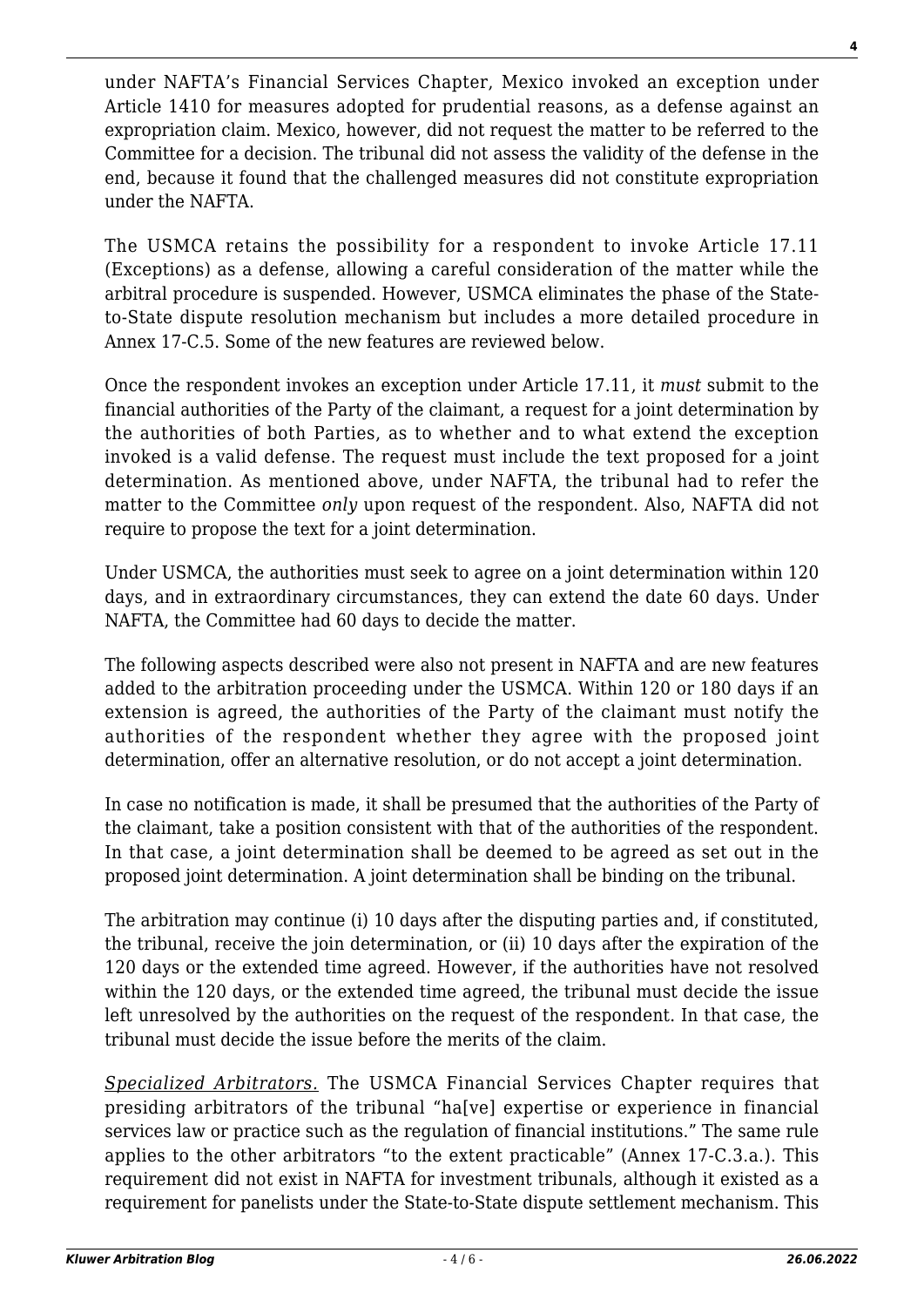under NAFTA's Financial Services Chapter, Mexico invoked an exception under Article 1410 for measures adopted for prudential reasons, as a defense against an expropriation claim. Mexico, however, did not request the matter to be referred to the Committee for a decision. The tribunal did not assess the validity of the defense in the end, because it found that the challenged measures did not constitute expropriation under the NAFTA.

The USMCA retains the possibility for a respondent to invoke Article 17.11 (Exceptions) as a defense, allowing a careful consideration of the matter while the arbitral procedure is suspended. However, USMCA eliminates the phase of the State-to-State dispute resolution mechanism but includes a more detailed procedure in Annex 17-C.5. Some of the new features are reviewed below.

Once the respondent invokes an exception under Article 17.11, it *must* submit to the financial authorities of the Party of the claimant, a request for a joint determination by the authorities of both Parties, as to whether and to what extend the exception invoked is a valid defense. The request must include the text proposed for a joint determination. As mentioned above, under NAFTA, the tribunal had to refer the matter to the Committee *only* upon request of the respondent. Also, NAFTA did not require to propose the text for a joint determination.

Under USMCA, the authorities must seek to agree on a joint determination within 120 days, and in extraordinary circumstances, they can extend the date 60 days. Under NAFTA, the Committee had 60 days to decide the matter.

The following aspects described were also not present in NAFTA and are new features added to the arbitration proceeding under the USMCA. Within 120 or 180 days if an extension is agreed, the authorities of the Party of the claimant must notify the authorities of the respondent whether they agree with the proposed joint determination, offer an alternative resolution, or do not accept a joint determination.

In case no notification is made, it shall be presumed that the authorities of the Party of the claimant, take a position consistent with that of the authorities of the respondent. In that case, a joint determination shall be deemed to be agreed as set out in the proposed joint determination. A joint determination shall be binding on the tribunal.

The arbitration may continue (i) 10 days after the disputing parties and, if constituted, the tribunal, receive the join determination, or (ii) 10 days after the expiration of the 120 days or the extended time agreed. However, if the authorities have not resolved within the 120 days, or the extended time agreed, the tribunal must decide the issue left unresolved by the authorities on the request of the respondent. In that case, the tribunal must decide the issue before the merits of the claim.

*Specialized Arbitrators.* The USMCA Financial Services Chapter requires that presiding arbitrators of the tribunal "ha[ve] expertise or experience in financial services law or practice such as the regulation of financial institutions." The same rule applies to the other arbitrators "to the extent practicable" (Annex 17-C.3.a.). This requirement did not exist in NAFTA for investment tribunals, although it existed as a requirement for panelists under the State-to-State dispute settlement mechanism. This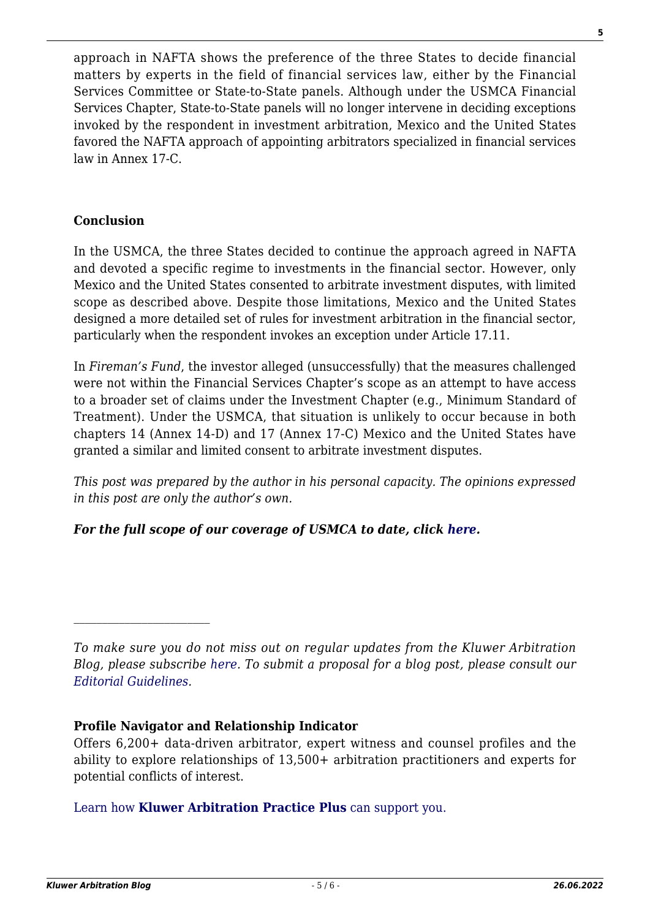approach in NAFTA shows the preference of the three States to decide financial matters by experts in the field of financial services law, either by the Financial Services Committee or State-to-State panels. Although under the USMCA Financial Services Chapter, State-to-State panels will no longer intervene in deciding exceptions invoked by the respondent in investment arbitration, Mexico and the United States favored the NAFTA approach of appointing arbitrators specialized in financial services law in Annex 17-C.

### Conclusion

In the USMCA, the three States decided to continue the approach agreed in NAFTA and devoted a specific regime to investments in the financial sector. However, only Mexico and the United States consented to arbitrate investment disputes, with limited scope as described above. Despite those limitations, Mexico and the United States designed a more detailed set of rules for investment arbitration in the financial sector, particularly when the respondent invokes an exception under Article 17.11.

In *Fireman's Fund*, the investor alleged (unsuccessfully) that the measures challenged were not within the Financial Services Chapter's scope as an attempt to have access to a broader set of claims under the Investment Chapter (e.g., Minimum Standard of Treatment). Under the USMCA, that situation is unlikely to occur because in both chapters 14 (Annex 14-D) and 17 (Annex 17-C) Mexico and the United States have granted a similar and limited consent to arbitrate investment disputes.

*This post was prepared by the author in his personal capacity. The opinions expressed in this post are only the author's own.*

***For the full scope of our coverage of USMCA to date, click here.***

---

*To make sure you do not miss out on regular updates from the Kluwer Arbitration Blog, please subscribe here. To submit a proposal for a blog post, please consult our Editorial Guidelines.*

**Profile Navigator and Relationship Indicator**

Offers 6,200+ data-driven arbitrator, expert witness and counsel profiles and the ability to explore relationships of 13,500+ arbitration practitioners and experts for potential conflicts of interest.

Learn how **Kluwer Arbitration Practice Plus** can support you.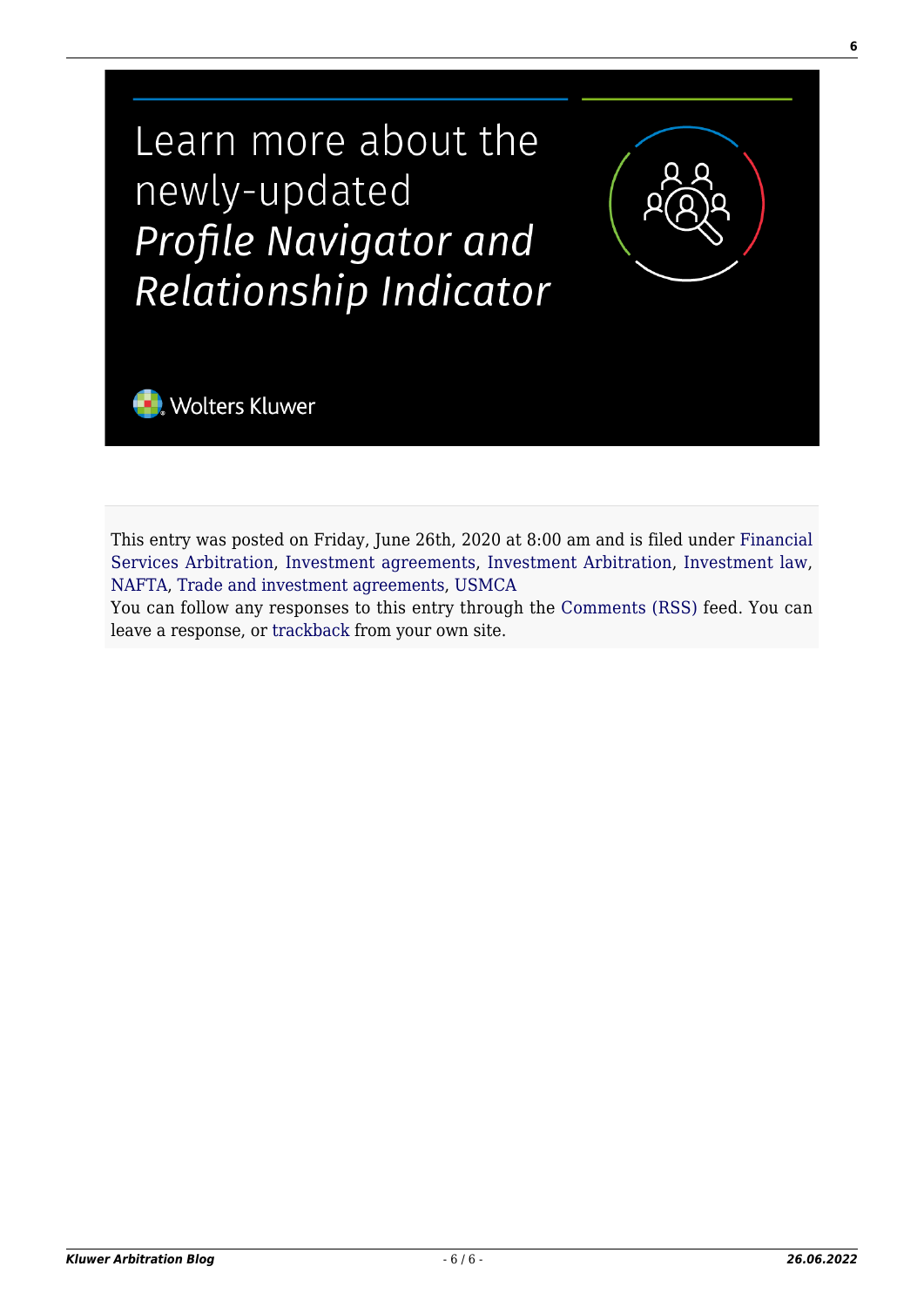Learn more about the newly-updated *Profile Navigator and Relationship Indicator*

Wolters Kluwer

This entry was posted on Friday, June 26th, 2020 at 8:00 am and is filed under Financial Services Arbitration, Investment agreements, Investment Arbitration, Investment law, NAFTA, Trade and investment agreements, USMCA
You can follow any responses to this entry through the Comments (RSS) feed. You can leave a response, or trackback from your own site.